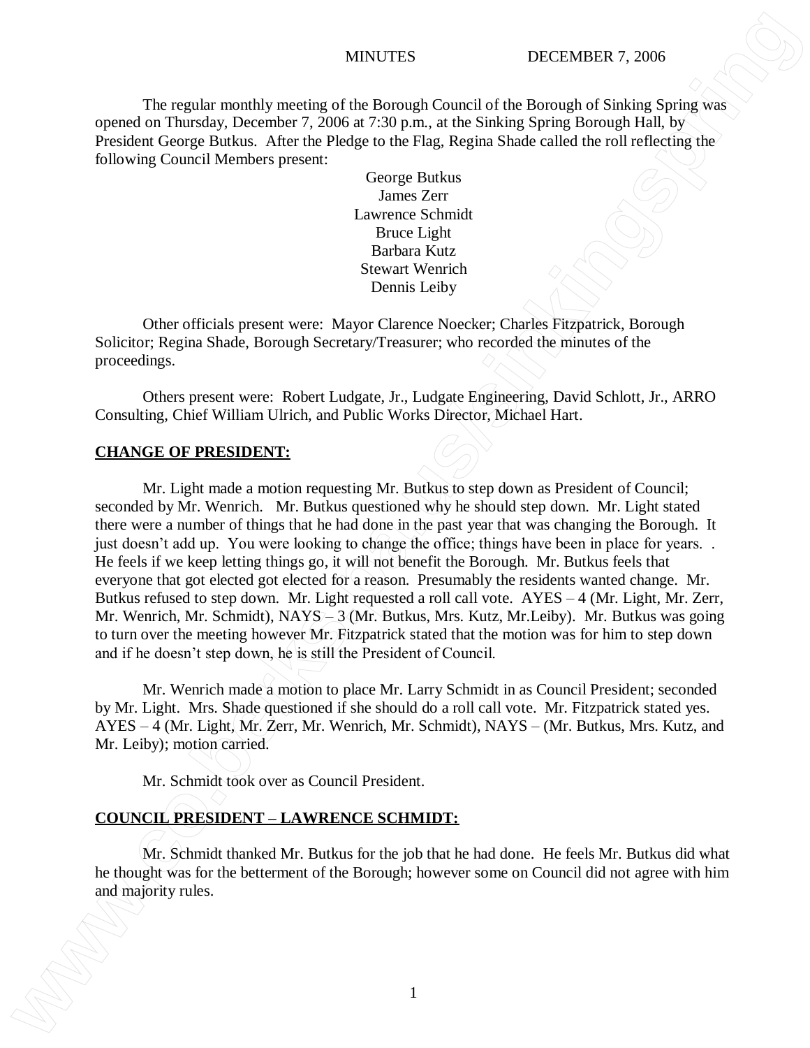MINUTES DECEMBER 7, 2006

The regular monthly meeting of the Borough Council of the Borough of Sinking Spring was opened on Thursday, December 7, 2006 at 7:30 p.m., at the Sinking Spring Borough Hall, by President George Butkus. After the Pledge to the Flag, Regina Shade called the roll reflecting the following Council Members present:

George Butkus
James Zerr
Lawrence Schmidt
Bruce Light
Barbara Kutz
Stewart Wenrich
Dennis Leiby

Other officials present were: Mayor Clarence Noecker; Charles Fitzpatrick, Borough Solicitor; Regina Shade, Borough Secretary/Treasurer; who recorded the minutes of the proceedings.

Others present were: Robert Ludgate, Jr., Ludgate Engineering, David Schlott, Jr., ARRO Consulting, Chief William Ulrich, and Public Works Director, Michael Hart.

**CHANGE OF PRESIDENT:**

Mr. Light made a motion requesting Mr. Butkus to step down as President of Council; seconded by Mr. Wenrich. Mr. Butkus questioned why he should step down. Mr. Light stated there were a number of things that he had done in the past year that was changing the Borough. It just doesn't add up. You were looking to change the office; things have been in place for years. . He feels if we keep letting things go, it will not benefit the Borough. Mr. Butkus feels that everyone that got elected got elected for a reason. Presumably the residents wanted change. Mr. Butkus refused to step down. Mr. Light requested a roll call vote. AYES – 4 (Mr. Light, Mr. Zerr, Mr. Wenrich, Mr. Schmidt), NAYS – 3 (Mr. Butkus, Mrs. Kutz, Mr.Leiby). Mr. Butkus was going to turn over the meeting however Mr. Fitzpatrick stated that the motion was for him to step down and if he doesn't step down, he is still the President of Council.

Mr. Wenrich made a motion to place Mr. Larry Schmidt in as Council President; seconded by Mr. Light. Mrs. Shade questioned if she should do a roll call vote. Mr. Fitzpatrick stated yes. AYES – 4 (Mr. Light, Mr. Zerr, Mr. Wenrich, Mr. Schmidt), NAYS – (Mr. Butkus, Mrs. Kutz, and Mr. Leiby); motion carried.

Mr. Schmidt took over as Council President.

**COUNCIL PRESIDENT – LAWRENCE SCHMIDT:**

Mr. Schmidt thanked Mr. Butkus for the job that he had done. He feels Mr. Butkus did what he thought was for the betterment of the Borough; however some on Council did not agree with him and majority rules.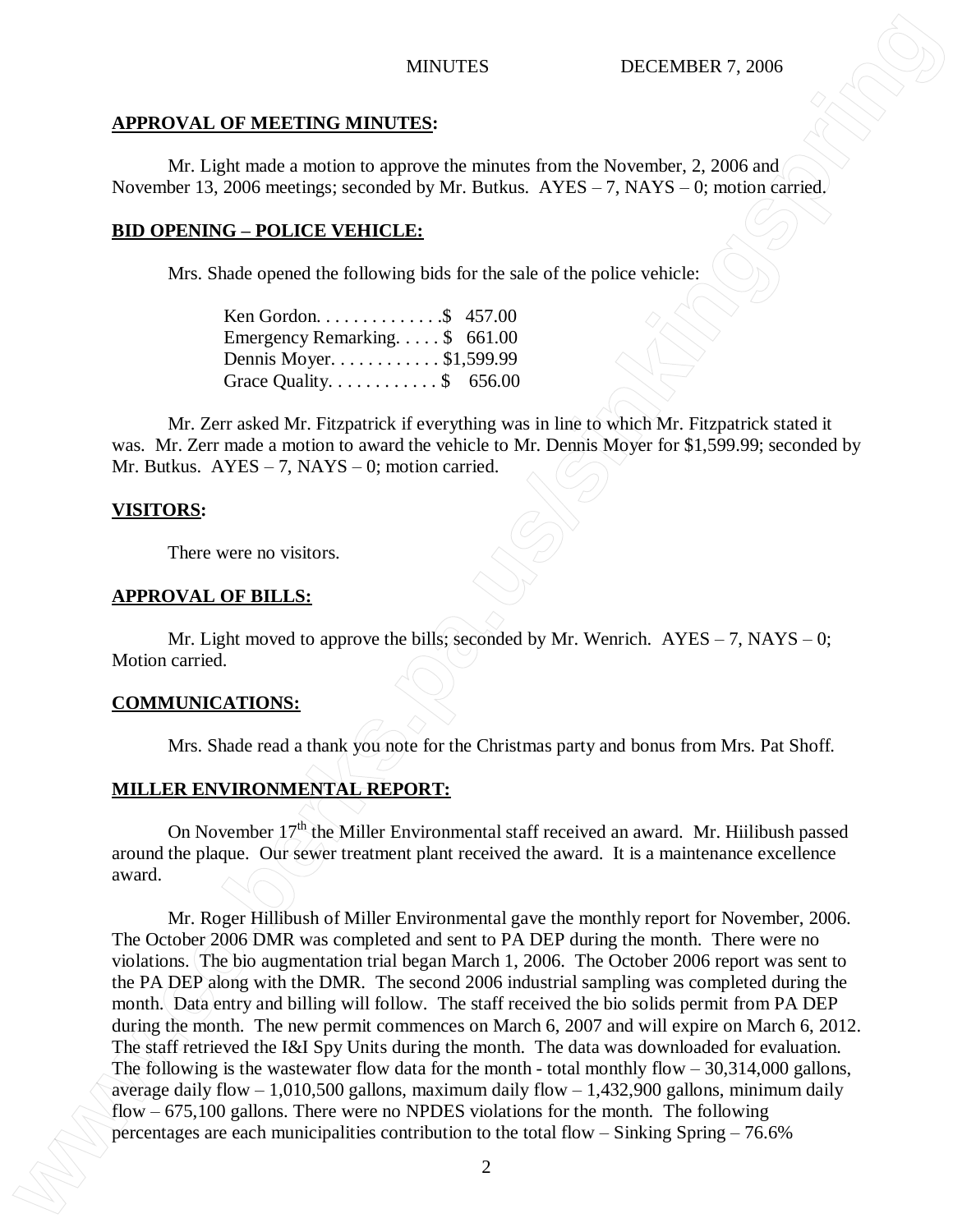**APPROVAL OF MEETING MINUTES:**

Mr. Light made a motion to approve the minutes from the November, 2, 2006 and November 13, 2006 meetings; seconded by Mr. Butkus. AYES – 7, NAYS – 0; motion carried.

**BID OPENING – POLICE VEHICLE:**

Mrs. Shade opened the following bids for the sale of the police vehicle:

Ken Gordon. . . . . . . . . . . . . .$ 457.00
Emergency Remarking. . . . . $ 661.00
Dennis Moyer. . . . . . . . . . . . $1,599.99
Grace Quality. . . . . . . . . . . . $ 656.00

Mr. Zerr asked Mr. Fitzpatrick if everything was in line to which Mr. Fitzpatrick stated it was. Mr. Zerr made a motion to award the vehicle to Mr. Dennis Moyer for $1,599.99; seconded by Mr. Butkus. AYES – 7, NAYS – 0; motion carried.

**VISITORS:**

There were no visitors.

**APPROVAL OF BILLS:**

Mr. Light moved to approve the bills; seconded by Mr. Wenrich. AYES – 7, NAYS – 0; Motion carried.

**COMMUNICATIONS:**

Mrs. Shade read a thank you note for the Christmas party and bonus from Mrs. Pat Shoff.

**MILLER ENVIRONMENTAL REPORT:**

On November 17th the Miller Environmental staff received an award. Mr. Hiilibush passed around the plaque. Our sewer treatment plant received the award. It is a maintenance excellence award.

Mr. Roger Hillibush of Miller Environmental gave the monthly report for November, 2006. The October 2006 DMR was completed and sent to PA DEP during the month. There were no violations. The bio augmentation trial began March 1, 2006. The October 2006 report was sent to the PA DEP along with the DMR. The second 2006 industrial sampling was completed during the month. Data entry and billing will follow. The staff received the bio solids permit from PA DEP during the month. The new permit commences on March 6, 2007 and will expire on March 6, 2012. The staff retrieved the I&I Spy Units during the month. The data was downloaded for evaluation. The following is the wastewater flow data for the month - total monthly flow – 30,314,000 gallons, average daily flow – 1,010,500 gallons, maximum daily flow – 1,432,900 gallons, minimum daily flow – 675,100 gallons. There were no NPDES violations for the month. The following percentages are each municipalities contribution to the total flow – Sinking Spring – 76.6%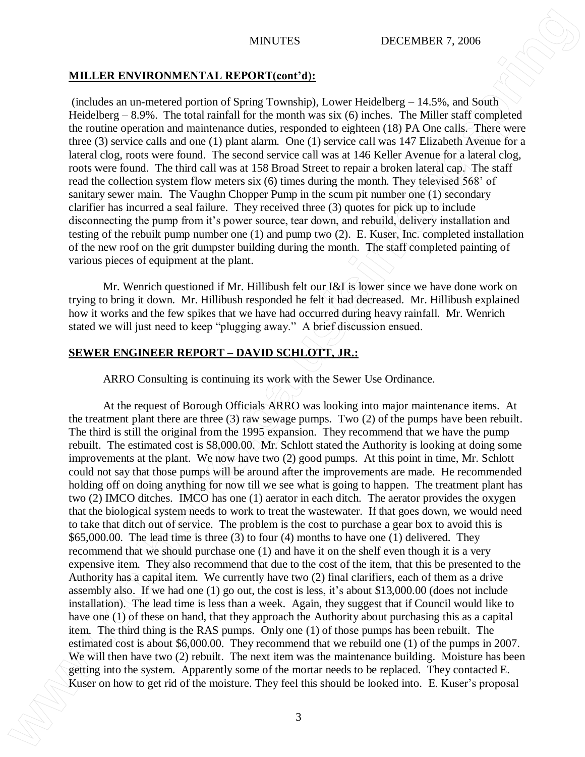**MILLER ENVIRONMENTAL REPORT(cont'd):**

(includes an un-metered portion of Spring Township), Lower Heidelberg – 14.5%, and South Heidelberg – 8.9%. The total rainfall for the month was six (6) inches. The Miller staff completed the routine operation and maintenance duties, responded to eighteen (18) PA One calls. There were three (3) service calls and one (1) plant alarm. One (1) service call was 147 Elizabeth Avenue for a lateral clog, roots were found. The second service call was at 146 Keller Avenue for a lateral clog, roots were found. The third call was at 158 Broad Street to repair a broken lateral cap. The staff read the collection system flow meters six (6) times during the month. They televised 568' of sanitary sewer main. The Vaughn Chopper Pump in the scum pit number one (1) secondary clarifier has incurred a seal failure. They received three (3) quotes for pick up to include disconnecting the pump from it's power source, tear down, and rebuild, delivery installation and testing of the rebuilt pump number one (1) and pump two (2). E. Kuser, Inc. completed installation of the new roof on the grit dumpster building during the month. The staff completed painting of various pieces of equipment at the plant.

Mr. Wenrich questioned if Mr. Hillibush felt our I&I is lower since we have done work on trying to bring it down. Mr. Hillibush responded he felt it had decreased. Mr. Hillibush explained how it works and the few spikes that we have had occurred during heavy rainfall. Mr. Wenrich stated we will just need to keep "plugging away." A brief discussion ensued.

**SEWER ENGINEER REPORT – DAVID SCHLOTT, JR.:**

ARRO Consulting is continuing its work with the Sewer Use Ordinance.

At the request of Borough Officials ARRO was looking into major maintenance items. At the treatment plant there are three (3) raw sewage pumps. Two (2) of the pumps have been rebuilt. The third is still the original from the 1995 expansion. They recommend that we have the pump rebuilt. The estimated cost is $8,000.00. Mr. Schlott stated the Authority is looking at doing some improvements at the plant. We now have two (2) good pumps. At this point in time, Mr. Schlott could not say that those pumps will be around after the improvements are made. He recommended holding off on doing anything for now till we see what is going to happen. The treatment plant has two (2) IMCO ditches. IMCO has one (1) aerator in each ditch. The aerator provides the oxygen that the biological system needs to work to treat the wastewater. If that goes down, we would need to take that ditch out of service. The problem is the cost to purchase a gear box to avoid this is $65,000.00. The lead time is three (3) to four (4) months to have one (1) delivered. They recommend that we should purchase one (1) and have it on the shelf even though it is a very expensive item. They also recommend that due to the cost of the item, that this be presented to the Authority has a capital item. We currently have two (2) final clarifiers, each of them as a drive assembly also. If we had one (1) go out, the cost is less, it's about $13,000.00 (does not include installation). The lead time is less than a week. Again, they suggest that if Council would like to have one (1) of these on hand, that they approach the Authority about purchasing this as a capital item. The third thing is the RAS pumps. Only one (1) of those pumps has been rebuilt. The estimated cost is about $6,000.00. They recommend that we rebuild one (1) of the pumps in 2007. We will then have two (2) rebuilt. The next item was the maintenance building. Moisture has been getting into the system. Apparently some of the mortar needs to be replaced. They contacted E. Kuser on how to get rid of the moisture. They feel this should be looked into. E. Kuser's proposal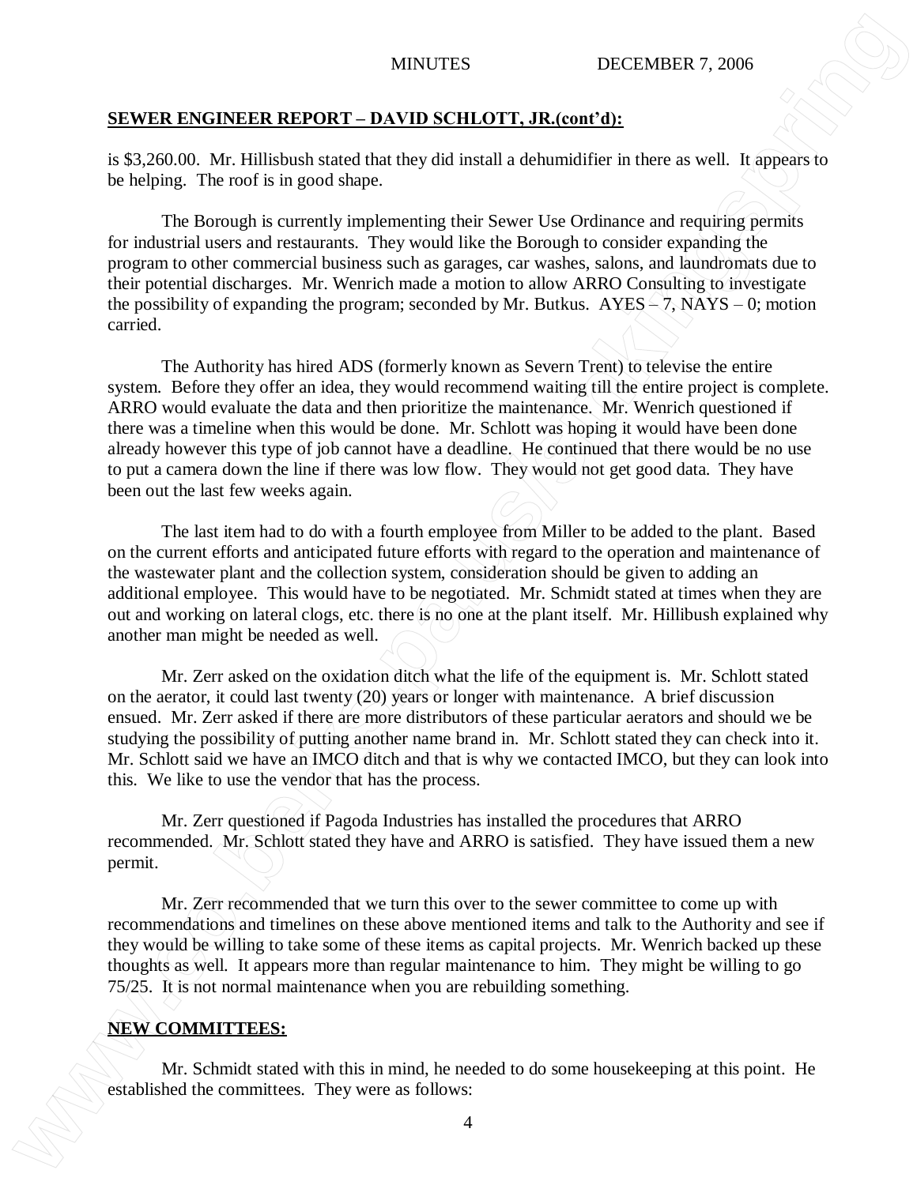## SEWER ENGINEER REPORT – DAVID SCHLOTT, JR.(cont'd):

is $3,260.00. Mr. Hillisbush stated that they did install a dehumidifier in there as well. It appears to be helping. The roof is in good shape.

The Borough is currently implementing their Sewer Use Ordinance and requiring permits for industrial users and restaurants. They would like the Borough to consider expanding the program to other commercial business such as garages, car washes, salons, and laundromats due to their potential discharges. Mr. Wenrich made a motion to allow ARRO Consulting to investigate the possibility of expanding the program; seconded by Mr. Butkus. AYES – 7, NAYS – 0; motion carried.

The Authority has hired ADS (formerly known as Severn Trent) to televise the entire system. Before they offer an idea, they would recommend waiting till the entire project is complete. ARRO would evaluate the data and then prioritize the maintenance. Mr. Wenrich questioned if there was a timeline when this would be done. Mr. Schlott was hoping it would have been done already however this type of job cannot have a deadline. He continued that there would be no use to put a camera down the line if there was low flow. They would not get good data. They have been out the last few weeks again.

The last item had to do with a fourth employee from Miller to be added to the plant. Based on the current efforts and anticipated future efforts with regard to the operation and maintenance of the wastewater plant and the collection system, consideration should be given to adding an additional employee. This would have to be negotiated. Mr. Schmidt stated at times when they are out and working on lateral clogs, etc. there is no one at the plant itself. Mr. Hillibush explained why another man might be needed as well.

Mr. Zerr asked on the oxidation ditch what the life of the equipment is. Mr. Schlott stated on the aerator, it could last twenty (20) years or longer with maintenance. A brief discussion ensued. Mr. Zerr asked if there are more distributors of these particular aerators and should we be studying the possibility of putting another name brand in. Mr. Schlott stated they can check into it. Mr. Schlott said we have an IMCO ditch and that is why we contacted IMCO, but they can look into this. We like to use the vendor that has the process.

Mr. Zerr questioned if Pagoda Industries has installed the procedures that ARRO recommended. Mr. Schlott stated they have and ARRO is satisfied. They have issued them a new permit.

Mr. Zerr recommended that we turn this over to the sewer committee to come up with recommendations and timelines on these above mentioned items and talk to the Authority and see if they would be willing to take some of these items as capital projects. Mr. Wenrich backed up these thoughts as well. It appears more than regular maintenance to him. They might be willing to go 75/25. It is not normal maintenance when you are rebuilding something.

## NEW COMMITTEES:

Mr. Schmidt stated with this in mind, he needed to do some housekeeping at this point. He established the committees. They were as follows: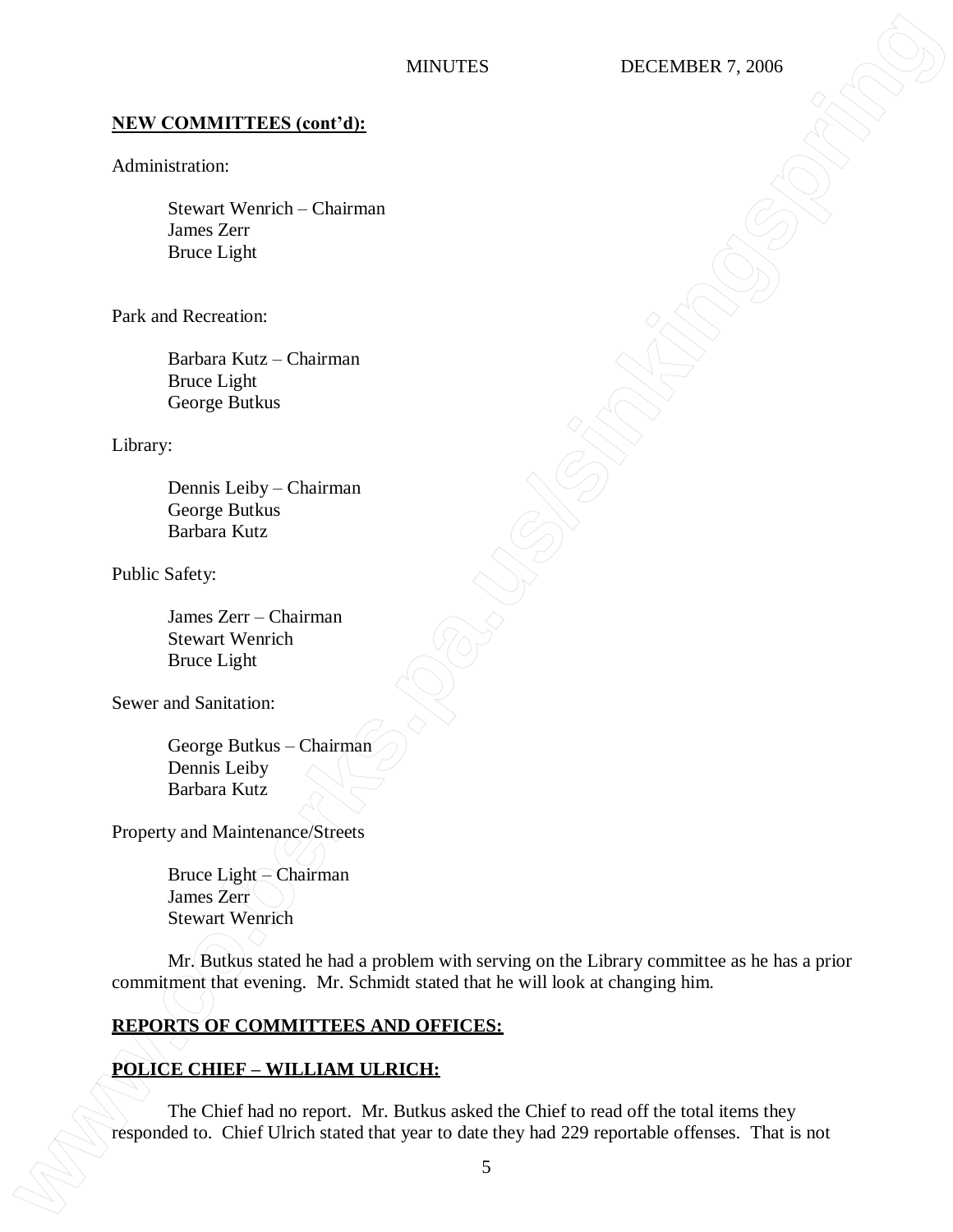**NEW COMMITTEES (cont'd):**

Administration:

Stewart Wenrich – Chairman
James Zerr
Bruce Light

Park and Recreation:

Barbara Kutz – Chairman
Bruce Light
George Butkus

Library:

Dennis Leiby – Chairman
George Butkus
Barbara Kutz

Public Safety:

James Zerr – Chairman
Stewart Wenrich
Bruce Light

Sewer and Sanitation:

George Butkus – Chairman
Dennis Leiby
Barbara Kutz

Property and Maintenance/Streets

Bruce Light – Chairman
James Zerr
Stewart Wenrich

Mr. Butkus stated he had a problem with serving on the Library committee as he has a prior commitment that evening. Mr. Schmidt stated that he will look at changing him.

**REPORTS OF COMMITTEES AND OFFICES:**

**POLICE CHIEF – WILLIAM ULRICH:**

The Chief had no report. Mr. Butkus asked the Chief to read off the total items they responded to. Chief Ulrich stated that year to date they had 229 reportable offenses. That is not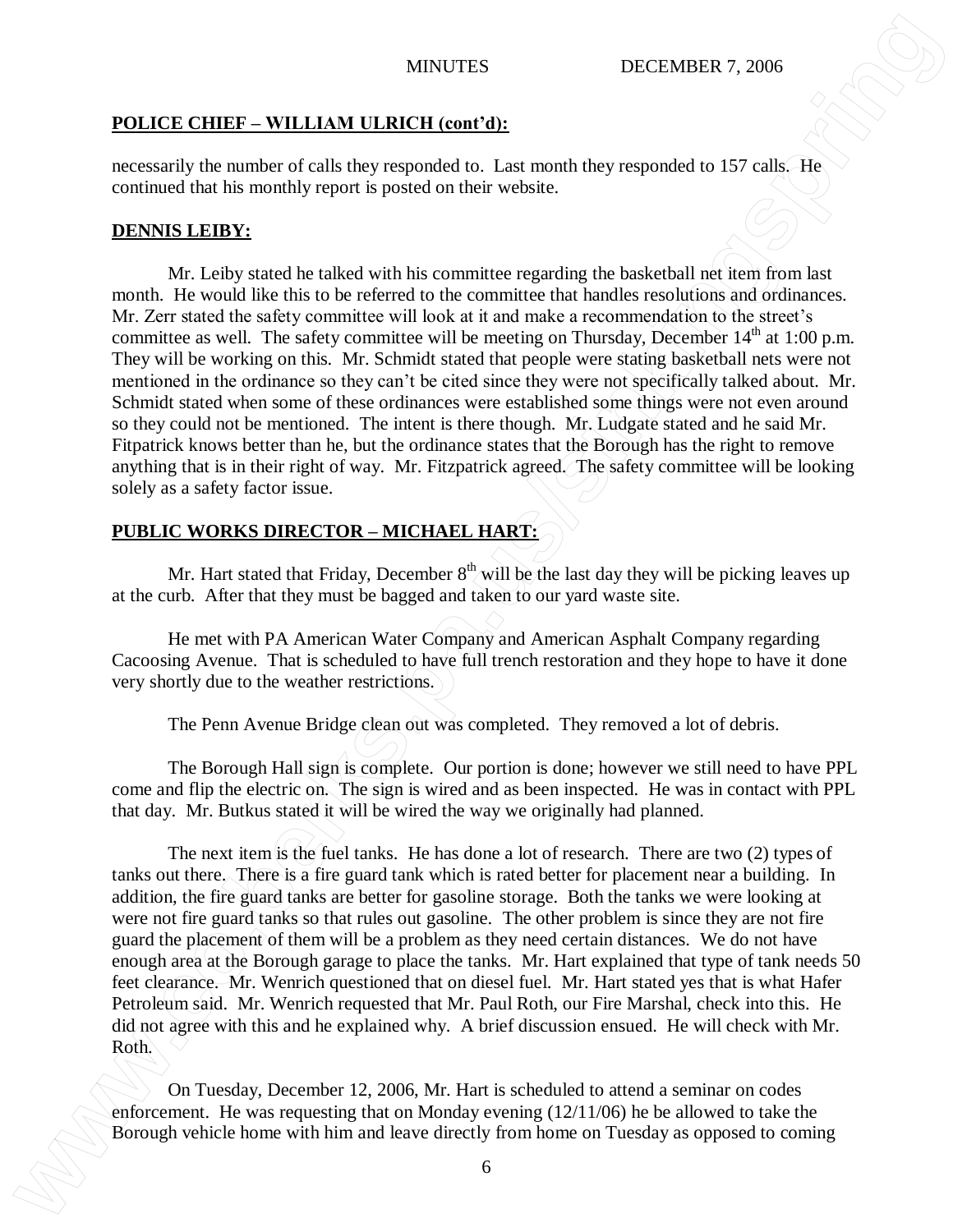**POLICE CHIEF – WILLIAM ULRICH (cont'd):**

necessarily the number of calls they responded to. Last month they responded to 157 calls. He continued that his monthly report is posted on their website.

**DENNIS LEIBY:**

Mr. Leiby stated he talked with his committee regarding the basketball net item from last month. He would like this to be referred to the committee that handles resolutions and ordinances. Mr. Zerr stated the safety committee will look at it and make a recommendation to the street's committee as well. The safety committee will be meeting on Thursday, December 14th at 1:00 p.m. They will be working on this. Mr. Schmidt stated that people were stating basketball nets were not mentioned in the ordinance so they can't be cited since they were not specifically talked about. Mr. Schmidt stated when some of these ordinances were established some things were not even around so they could not be mentioned. The intent is there though. Mr. Ludgate stated and he said Mr. Fitpatrick knows better than he, but the ordinance states that the Borough has the right to remove anything that is in their right of way. Mr. Fitzpatrick agreed. The safety committee will be looking solely as a safety factor issue.

**PUBLIC WORKS DIRECTOR – MICHAEL HART:**

Mr. Hart stated that Friday, December 8th will be the last day they will be picking leaves up at the curb. After that they must be bagged and taken to our yard waste site.

He met with PA American Water Company and American Asphalt Company regarding Cacoosing Avenue. That is scheduled to have full trench restoration and they hope to have it done very shortly due to the weather restrictions.

The Penn Avenue Bridge clean out was completed. They removed a lot of debris.

The Borough Hall sign is complete. Our portion is done; however we still need to have PPL come and flip the electric on. The sign is wired and as been inspected. He was in contact with PPL that day. Mr. Butkus stated it will be wired the way we originally had planned.

The next item is the fuel tanks. He has done a lot of research. There are two (2) types of tanks out there. There is a fire guard tank which is rated better for placement near a building. In addition, the fire guard tanks are better for gasoline storage. Both the tanks we were looking at were not fire guard tanks so that rules out gasoline. The other problem is since they are not fire guard the placement of them will be a problem as they need certain distances. We do not have enough area at the Borough garage to place the tanks. Mr. Hart explained that type of tank needs 50 feet clearance. Mr. Wenrich questioned that on diesel fuel. Mr. Hart stated yes that is what Hafer Petroleum said. Mr. Wenrich requested that Mr. Paul Roth, our Fire Marshal, check into this. He did not agree with this and he explained why. A brief discussion ensued. He will check with Mr. Roth.

On Tuesday, December 12, 2006, Mr. Hart is scheduled to attend a seminar on codes enforcement. He was requesting that on Monday evening (12/11/06) he be allowed to take the Borough vehicle home with him and leave directly from home on Tuesday as opposed to coming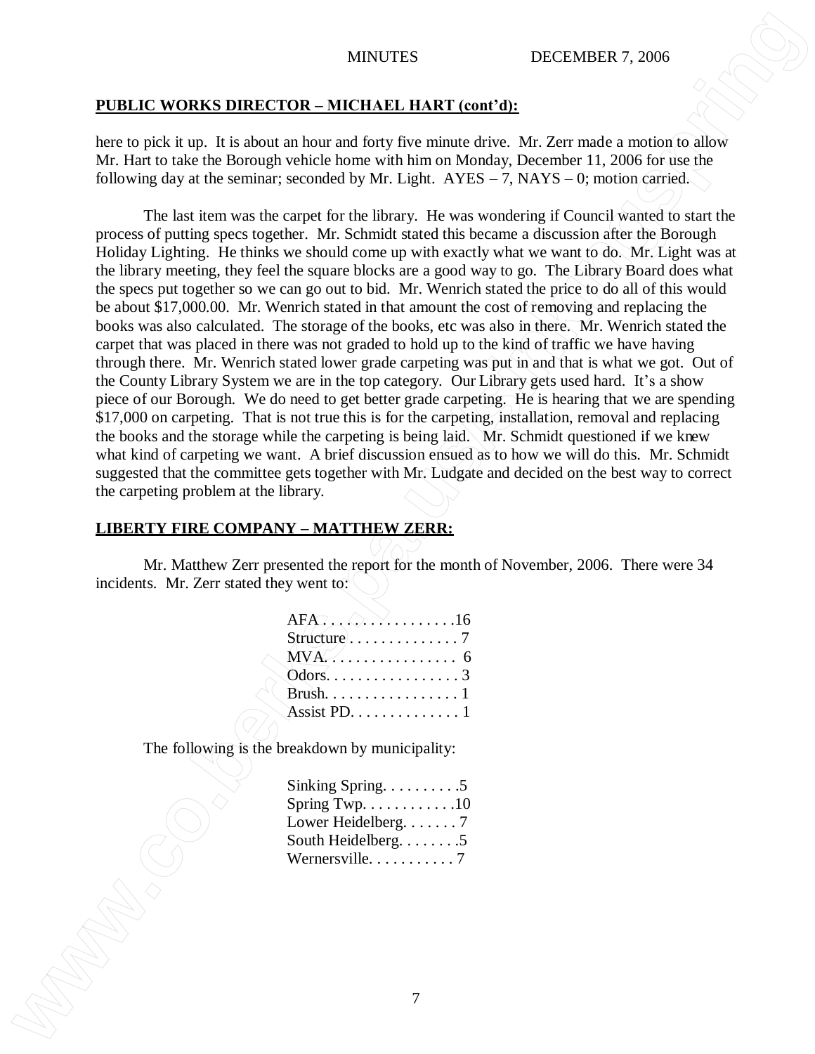**PUBLIC WORKS DIRECTOR – MICHAEL HART (cont'd):**

here to pick it up. It is about an hour and forty five minute drive. Mr. Zerr made a motion to allow Mr. Hart to take the Borough vehicle home with him on Monday, December 11, 2006 for use the following day at the seminar; seconded by Mr. Light. AYES – 7, NAYS – 0; motion carried.

The last item was the carpet for the library. He was wondering if Council wanted to start the process of putting specs together. Mr. Schmidt stated this became a discussion after the Borough Holiday Lighting. He thinks we should come up with exactly what we want to do. Mr. Light was at the library meeting, they feel the square blocks are a good way to go. The Library Board does what the specs put together so we can go out to bid. Mr. Wenrich stated the price to do all of this would be about $17,000.00. Mr. Wenrich stated in that amount the cost of removing and replacing the books was also calculated. The storage of the books, etc was also in there. Mr. Wenrich stated the carpet that was placed in there was not graded to hold up to the kind of traffic we have having through there. Mr. Wenrich stated lower grade carpeting was put in and that is what we got. Out of the County Library System we are in the top category. Our Library gets used hard. It's a show piece of our Borough. We do need to get better grade carpeting. He is hearing that we are spending $17,000 on carpeting. That is not true this is for the carpeting, installation, removal and replacing the books and the storage while the carpeting is being laid. Mr. Schmidt questioned if we knew what kind of carpeting we want. A brief discussion ensued as to how we will do this. Mr. Schmidt suggested that the committee gets together with Mr. Ludgate and decided on the best way to correct the carpeting problem at the library.

**LIBERTY FIRE COMPANY – MATTHEW ZERR:**

Mr. Matthew Zerr presented the report for the month of November, 2006. There were 34 incidents. Mr. Zerr stated they went to:

AFA . . . . . . . . . . . . . . . . .16
Structure . . . . . . . . . . . . . . 7
MVA. . . . . . . . . . . . . . . . 6
Odors. . . . . . . . . . . . . . . . . 3
Brush. . . . . . . . . . . . . . . . . 1
Assist PD. . . . . . . . . . . . . . 1

The following is the breakdown by municipality:

Sinking Spring. . . . . . . . . .5
Spring Twp. . . . . . . . . . . .10
Lower Heidelberg. . . . . . . 7
South Heidelberg. . . . . . . .5
Wernersville. . . . . . . . . . . 7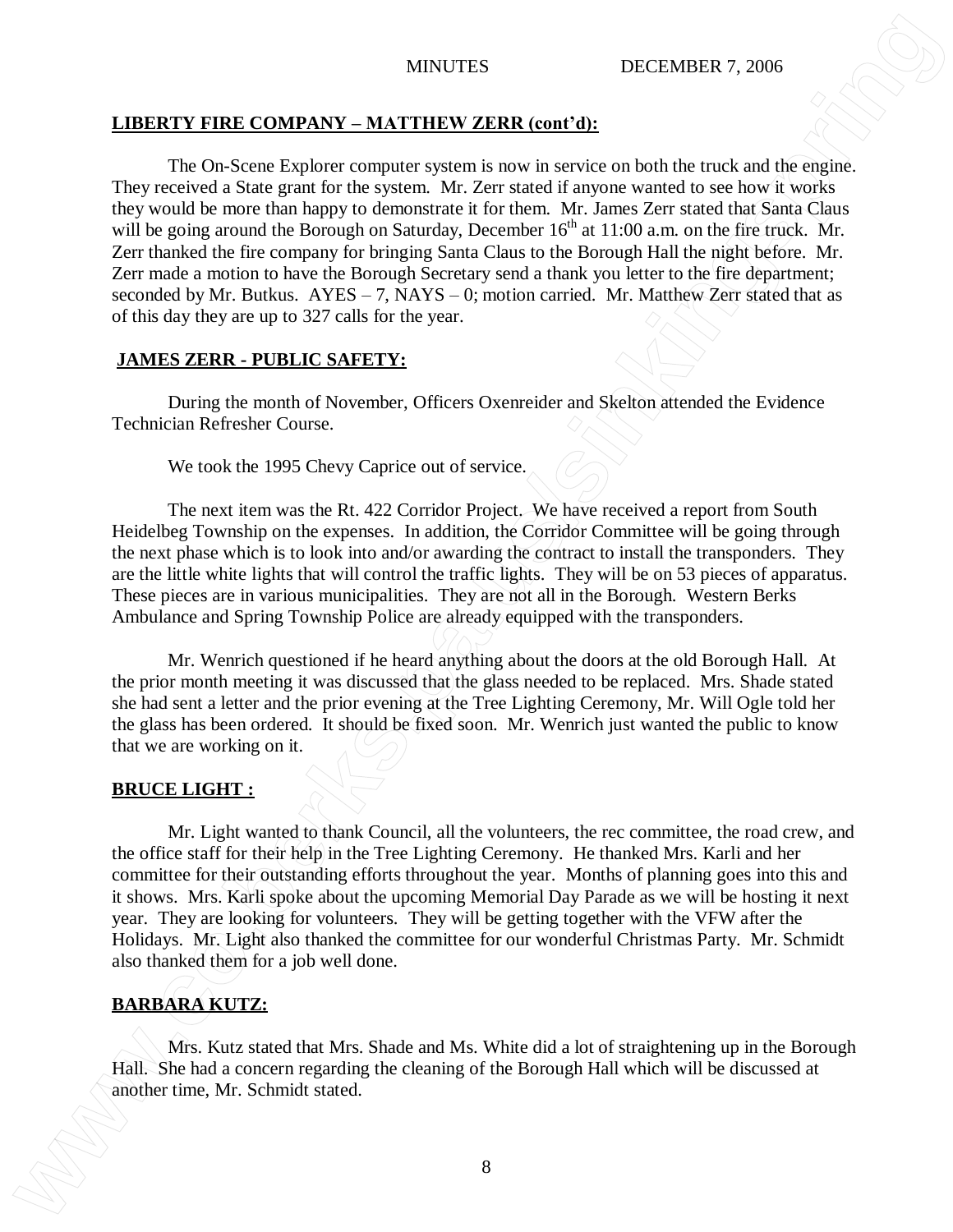## LIBERTY FIRE COMPANY – MATTHEW ZERR (cont'd):

The On-Scene Explorer computer system is now in service on both the truck and the engine. They received a State grant for the system. Mr. Zerr stated if anyone wanted to see how it works they would be more than happy to demonstrate it for them. Mr. James Zerr stated that Santa Claus will be going around the Borough on Saturday, December 16th at 11:00 a.m. on the fire truck. Mr. Zerr thanked the fire company for bringing Santa Claus to the Borough Hall the night before. Mr. Zerr made a motion to have the Borough Secretary send a thank you letter to the fire department; seconded by Mr. Butkus. AYES – 7, NAYS – 0; motion carried. Mr. Matthew Zerr stated that as of this day they are up to 327 calls for the year.

## JAMES ZERR - PUBLIC SAFETY:

During the month of November, Officers Oxenreider and Skelton attended the Evidence Technician Refresher Course.

We took the 1995 Chevy Caprice out of service.

The next item was the Rt. 422 Corridor Project. We have received a report from South Heidelbeg Township on the expenses. In addition, the Corridor Committee will be going through the next phase which is to look into and/or awarding the contract to install the transponders. They are the little white lights that will control the traffic lights. They will be on 53 pieces of apparatus. These pieces are in various municipalities. They are not all in the Borough. Western Berks Ambulance and Spring Township Police are already equipped with the transponders.

Mr. Wenrich questioned if he heard anything about the doors at the old Borough Hall. At the prior month meeting it was discussed that the glass needed to be replaced. Mrs. Shade stated she had sent a letter and the prior evening at the Tree Lighting Ceremony, Mr. Will Ogle told her the glass has been ordered. It should be fixed soon. Mr. Wenrich just wanted the public to know that we are working on it.

## BRUCE LIGHT :

Mr. Light wanted to thank Council, all the volunteers, the rec committee, the road crew, and the office staff for their help in the Tree Lighting Ceremony. He thanked Mrs. Karli and her committee for their outstanding efforts throughout the year. Months of planning goes into this and it shows. Mrs. Karli spoke about the upcoming Memorial Day Parade as we will be hosting it next year. They are looking for volunteers. They will be getting together with the VFW after the Holidays. Mr. Light also thanked the committee for our wonderful Christmas Party. Mr. Schmidt also thanked them for a job well done.

## BARBARA KUTZ:

Mrs. Kutz stated that Mrs. Shade and Ms. White did a lot of straightening up in the Borough Hall. She had a concern regarding the cleaning of the Borough Hall which will be discussed at another time, Mr. Schmidt stated.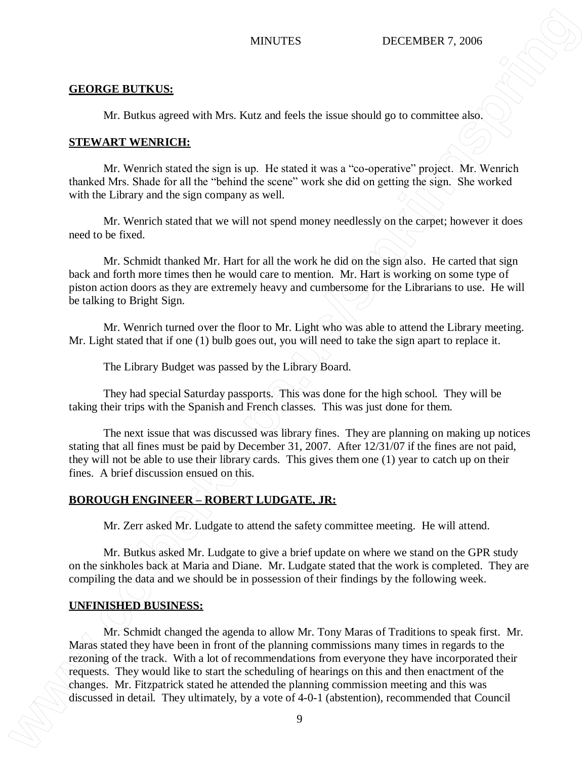**GEORGE BUTKUS:**

Mr. Butkus agreed with Mrs. Kutz and feels the issue should go to committee also.

**STEWART WENRICH:**

Mr. Wenrich stated the sign is up. He stated it was a "co-operative" project. Mr. Wenrich thanked Mrs. Shade for all the "behind the scene" work she did on getting the sign. She worked with the Library and the sign company as well.

Mr. Wenrich stated that we will not spend money needlessly on the carpet; however it does need to be fixed.

Mr. Schmidt thanked Mr. Hart for all the work he did on the sign also. He carted that sign back and forth more times then he would care to mention. Mr. Hart is working on some type of piston action doors as they are extremely heavy and cumbersome for the Librarians to use. He will be talking to Bright Sign.

Mr. Wenrich turned over the floor to Mr. Light who was able to attend the Library meeting. Mr. Light stated that if one (1) bulb goes out, you will need to take the sign apart to replace it.

The Library Budget was passed by the Library Board.

They had special Saturday passports. This was done for the high school. They will be taking their trips with the Spanish and French classes. This was just done for them.

The next issue that was discussed was library fines. They are planning on making up notices stating that all fines must be paid by December 31, 2007. After 12/31/07 if the fines are not paid, they will not be able to use their library cards. This gives them one (1) year to catch up on their fines. A brief discussion ensued on this.

**BOROUGH ENGINEER – ROBERT LUDGATE, JR:**

Mr. Zerr asked Mr. Ludgate to attend the safety committee meeting. He will attend.

Mr. Butkus asked Mr. Ludgate to give a brief update on where we stand on the GPR study on the sinkholes back at Maria and Diane. Mr. Ludgate stated that the work is completed. They are compiling the data and we should be in possession of their findings by the following week.

**UNFINISHED BUSINESS:**

Mr. Schmidt changed the agenda to allow Mr. Tony Maras of Traditions to speak first. Mr. Maras stated they have been in front of the planning commissions many times in regards to the rezoning of the track. With a lot of recommendations from everyone they have incorporated their requests. They would like to start the scheduling of hearings on this and then enactment of the changes. Mr. Fitzpatrick stated he attended the planning commission meeting and this was discussed in detail. They ultimately, by a vote of 4-0-1 (abstention), recommended that Council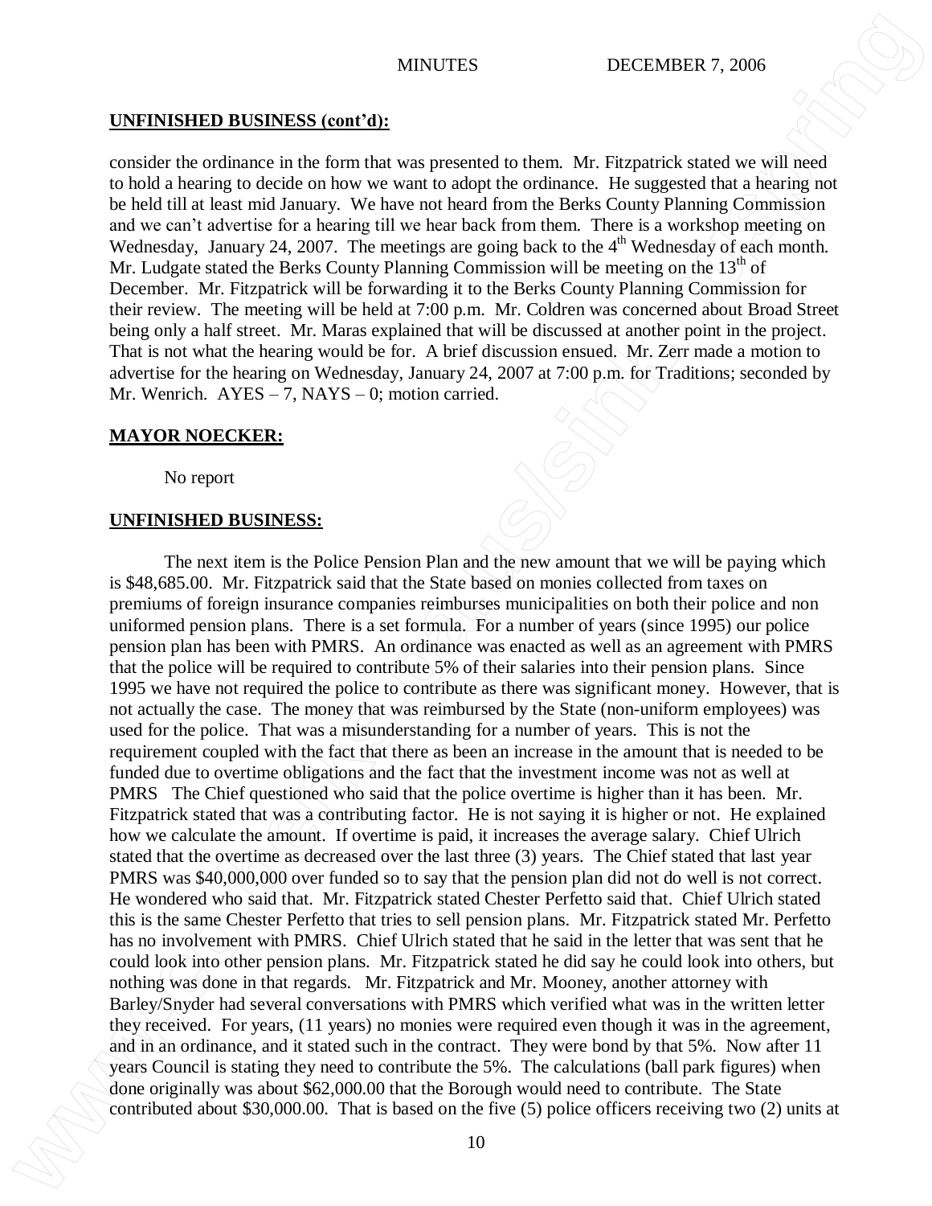**UNFINISHED BUSINESS (cont'd):**

consider the ordinance in the form that was presented to them. Mr. Fitzpatrick stated we will need to hold a hearing to decide on how we want to adopt the ordinance. He suggested that a hearing not be held till at least mid January. We have not heard from the Berks County Planning Commission and we can't advertise for a hearing till we hear back from them. There is a workshop meeting on Wednesday, January 24, 2007. The meetings are going back to the 4th Wednesday of each month. Mr. Ludgate stated the Berks County Planning Commission will be meeting on the 13th of December. Mr. Fitzpatrick will be forwarding it to the Berks County Planning Commission for their review. The meeting will be held at 7:00 p.m. Mr. Coldren was concerned about Broad Street being only a half street. Mr. Maras explained that will be discussed at another point in the project. That is not what the hearing would be for. A brief discussion ensued. Mr. Zerr made a motion to advertise for the hearing on Wednesday, January 24, 2007 at 7:00 p.m. for Traditions; seconded by Mr. Wenrich. AYES – 7, NAYS – 0; motion carried.

**MAYOR NOECKER:**

No report

**UNFINISHED BUSINESS:**

The next item is the Police Pension Plan and the new amount that we will be paying which is $48,685.00. Mr. Fitzpatrick said that the State based on monies collected from taxes on premiums of foreign insurance companies reimburses municipalities on both their police and non uniformed pension plans. There is a set formula. For a number of years (since 1995) our police pension plan has been with PMRS. An ordinance was enacted as well as an agreement with PMRS that the police will be required to contribute 5% of their salaries into their pension plans. Since 1995 we have not required the police to contribute as there was significant money. However, that is not actually the case. The money that was reimbursed by the State (non-uniform employees) was used for the police. That was a misunderstanding for a number of years. This is not the requirement coupled with the fact that there as been an increase in the amount that is needed to be funded due to overtime obligations and the fact that the investment income was not as well at PMRS The Chief questioned who said that the police overtime is higher than it has been. Mr. Fitzpatrick stated that was a contributing factor. He is not saying it is higher or not. He explained how we calculate the amount. If overtime is paid, it increases the average salary. Chief Ulrich stated that the overtime as decreased over the last three (3) years. The Chief stated that last year PMRS was $40,000,000 over funded so to say that the pension plan did not do well is not correct. He wondered who said that. Mr. Fitzpatrick stated Chester Perfetto said that. Chief Ulrich stated this is the same Chester Perfetto that tries to sell pension plans. Mr. Fitzpatrick stated Mr. Perfetto has no involvement with PMRS. Chief Ulrich stated that he said in the letter that was sent that he could look into other pension plans. Mr. Fitzpatrick stated he did say he could look into others, but nothing was done in that regards. Mr. Fitzpatrick and Mr. Mooney, another attorney with Barley/Snyder had several conversations with PMRS which verified what was in the written letter they received. For years, (11 years) no monies were required even though it was in the agreement, and in an ordinance, and it stated such in the contract. They were bond by that 5%. Now after 11 years Council is stating they need to contribute the 5%. The calculations (ball park figures) when done originally was about $62,000.00 that the Borough would need to contribute. The State contributed about $30,000.00. That is based on the five (5) police officers receiving two (2) units at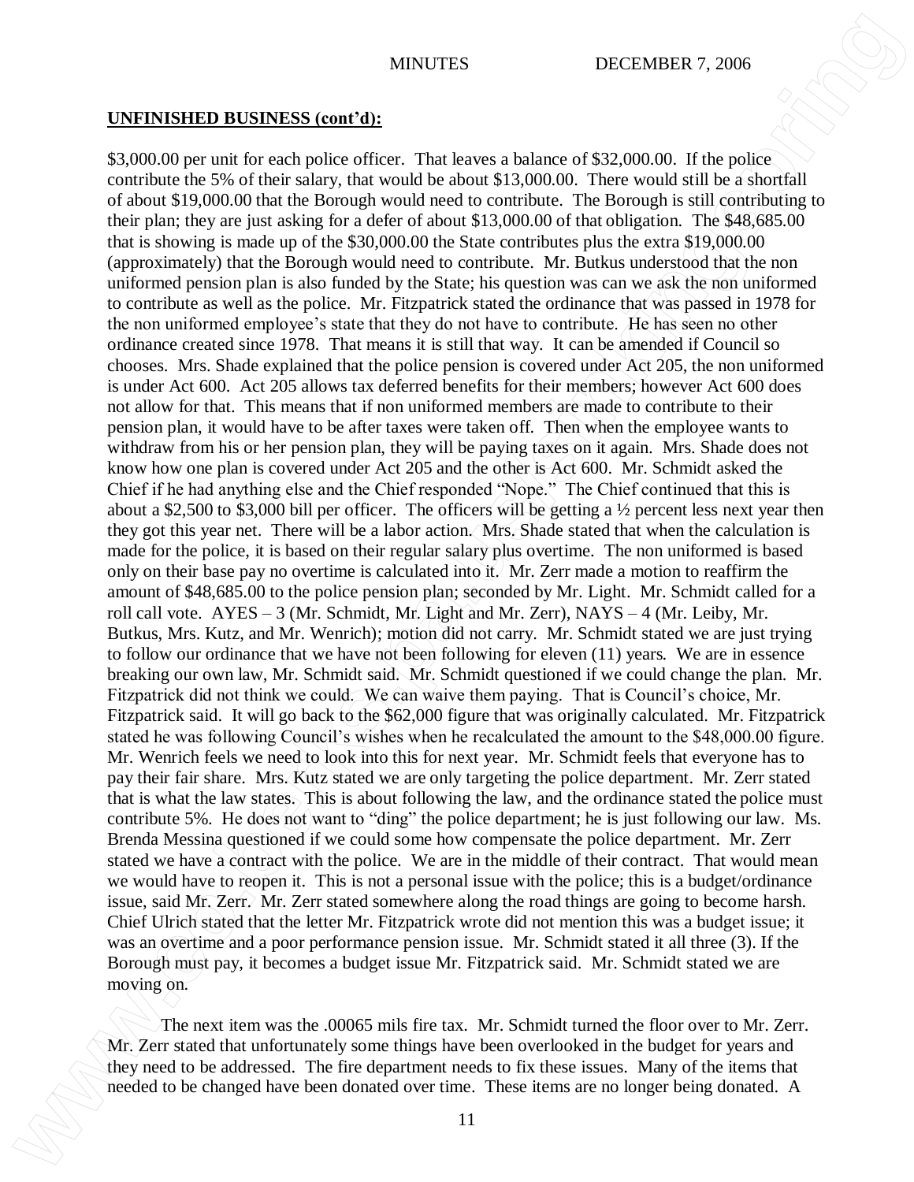**UNFINISHED BUSINESS (cont'd):**

$3,000.00 per unit for each police officer. That leaves a balance of $32,000.00. If the police contribute the 5% of their salary, that would be about $13,000.00. There would still be a shortfall of about $19,000.00 that the Borough would need to contribute. The Borough is still contributing to their plan; they are just asking for a defer of about $13,000.00 of that obligation. The $48,685.00 that is showing is made up of the $30,000.00 the State contributes plus the extra $19,000.00 (approximately) that the Borough would need to contribute. Mr. Butkus understood that the non uniformed pension plan is also funded by the State; his question was can we ask the non uniformed to contribute as well as the police. Mr. Fitzpatrick stated the ordinance that was passed in 1978 for the non uniformed employee's state that they do not have to contribute. He has seen no other ordinance created since 1978. That means it is still that way. It can be amended if Council so chooses. Mrs. Shade explained that the police pension is covered under Act 205, the non uniformed is under Act 600. Act 205 allows tax deferred benefits for their members; however Act 600 does not allow for that. This means that if non uniformed members are made to contribute to their pension plan, it would have to be after taxes were taken off. Then when the employee wants to withdraw from his or her pension plan, they will be paying taxes on it again. Mrs. Shade does not know how one plan is covered under Act 205 and the other is Act 600. Mr. Schmidt asked the Chief if he had anything else and the Chief responded "Nope." The Chief continued that this is about a $2,500 to $3,000 bill per officer. The officers will be getting a ½ percent less next year then they got this year net. There will be a labor action. Mrs. Shade stated that when the calculation is made for the police, it is based on their regular salary plus overtime. The non uniformed is based only on their base pay no overtime is calculated into it. Mr. Zerr made a motion to reaffirm the amount of $48,685.00 to the police pension plan; seconded by Mr. Light. Mr. Schmidt called for a roll call vote. AYES – 3 (Mr. Schmidt, Mr. Light and Mr. Zerr), NAYS – 4 (Mr. Leiby, Mr. Butkus, Mrs. Kutz, and Mr. Wenrich); motion did not carry. Mr. Schmidt stated we are just trying to follow our ordinance that we have not been following for eleven (11) years. We are in essence breaking our own law, Mr. Schmidt said. Mr. Schmidt questioned if we could change the plan. Mr. Fitzpatrick did not think we could. We can waive them paying. That is Council's choice, Mr. Fitzpatrick said. It will go back to the $62,000 figure that was originally calculated. Mr. Fitzpatrick stated he was following Council's wishes when he recalculated the amount to the $48,000.00 figure. Mr. Wenrich feels we need to look into this for next year. Mr. Schmidt feels that everyone has to pay their fair share. Mrs. Kutz stated we are only targeting the police department. Mr. Zerr stated that is what the law states. This is about following the law, and the ordinance stated the police must contribute 5%. He does not want to "ding" the police department; he is just following our law. Ms. Brenda Messina questioned if we could some how compensate the police department. Mr. Zerr stated we have a contract with the police. We are in the middle of their contract. That would mean we would have to reopen it. This is not a personal issue with the police; this is a budget/ordinance issue, said Mr. Zerr. Mr. Zerr stated somewhere along the road things are going to become harsh. Chief Ulrich stated that the letter Mr. Fitzpatrick wrote did not mention this was a budget issue; it was an overtime and a poor performance pension issue. Mr. Schmidt stated it all three (3). If the Borough must pay, it becomes a budget issue Mr. Fitzpatrick said. Mr. Schmidt stated we are moving on.

The next item was the .00065 mils fire tax. Mr. Schmidt turned the floor over to Mr. Zerr. Mr. Zerr stated that unfortunately some things have been overlooked in the budget for years and they need to be addressed. The fire department needs to fix these issues. Many of the items that needed to be changed have been donated over time. These items are no longer being donated. A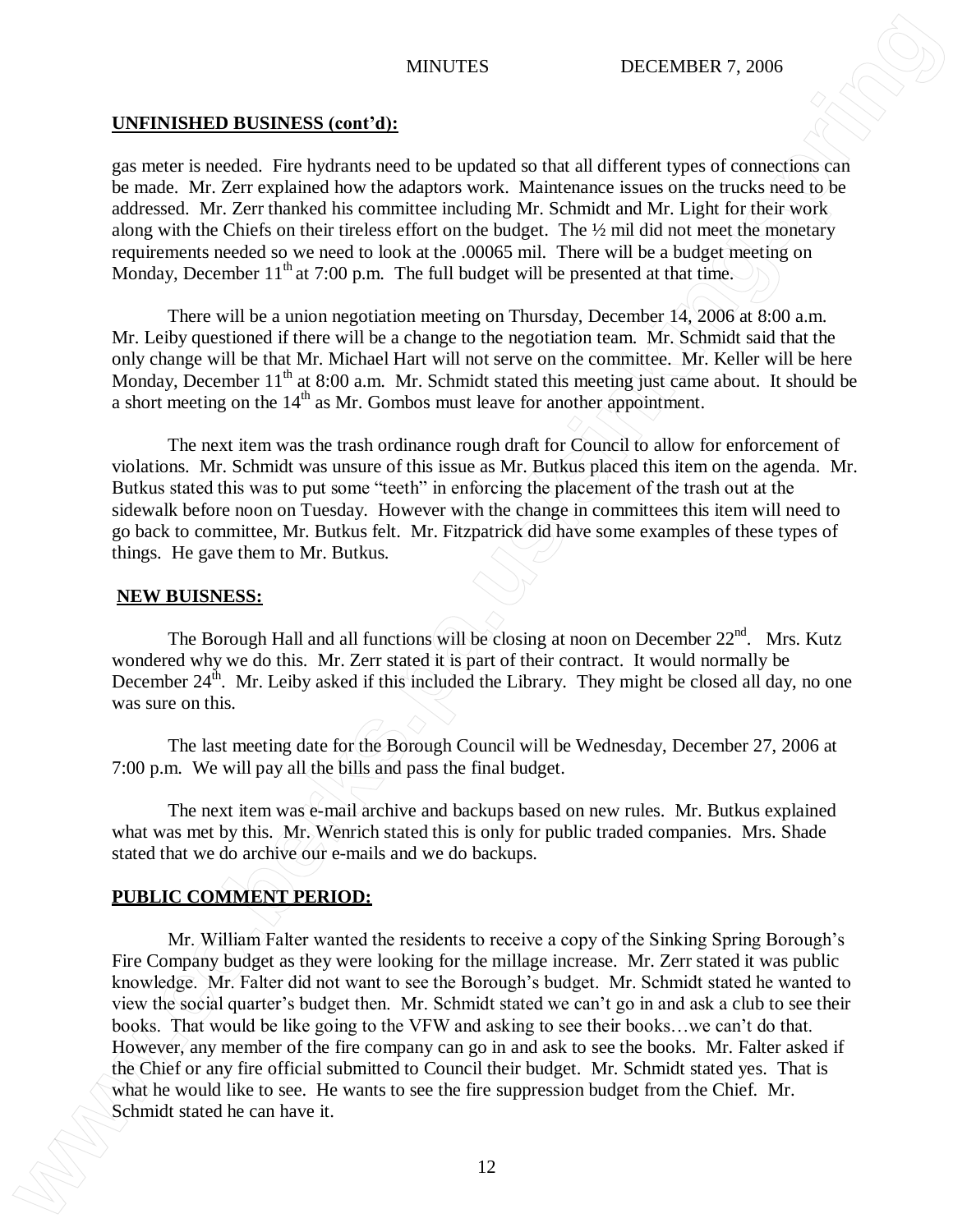**UNFINISHED BUSINESS (cont'd):**

gas meter is needed. Fire hydrants need to be updated so that all different types of connections can be made. Mr. Zerr explained how the adaptors work. Maintenance issues on the trucks need to be addressed. Mr. Zerr thanked his committee including Mr. Schmidt and Mr. Light for their work along with the Chiefs on their tireless effort on the budget. The ½ mil did not meet the monetary requirements needed so we need to look at the .00065 mil. There will be a budget meeting on Monday, December 11th at 7:00 p.m. The full budget will be presented at that time.

There will be a union negotiation meeting on Thursday, December 14, 2006 at 8:00 a.m. Mr. Leiby questioned if there will be a change to the negotiation team. Mr. Schmidt said that the only change will be that Mr. Michael Hart will not serve on the committee. Mr. Keller will be here Monday, December 11th at 8:00 a.m. Mr. Schmidt stated this meeting just came about. It should be a short meeting on the 14th as Mr. Gombos must leave for another appointment.

The next item was the trash ordinance rough draft for Council to allow for enforcement of violations. Mr. Schmidt was unsure of this issue as Mr. Butkus placed this item on the agenda. Mr. Butkus stated this was to put some "teeth" in enforcing the placement of the trash out at the sidewalk before noon on Tuesday. However with the change in committees this item will need to go back to committee, Mr. Butkus felt. Mr. Fitzpatrick did have some examples of these types of things. He gave them to Mr. Butkus.

**NEW BUISNESS:**

The Borough Hall and all functions will be closing at noon on December 22nd. Mrs. Kutz wondered why we do this. Mr. Zerr stated it is part of their contract. It would normally be December 24th. Mr. Leiby asked if this included the Library. They might be closed all day, no one was sure on this.

The last meeting date for the Borough Council will be Wednesday, December 27, 2006 at 7:00 p.m. We will pay all the bills and pass the final budget.

The next item was e-mail archive and backups based on new rules. Mr. Butkus explained what was met by this. Mr. Wenrich stated this is only for public traded companies. Mrs. Shade stated that we do archive our e-mails and we do backups.

**PUBLIC COMMENT PERIOD:**

Mr. William Falter wanted the residents to receive a copy of the Sinking Spring Borough's Fire Company budget as they were looking for the millage increase. Mr. Zerr stated it was public knowledge. Mr. Falter did not want to see the Borough's budget. Mr. Schmidt stated he wanted to view the social quarter's budget then. Mr. Schmidt stated we can't go in and ask a club to see their books. That would be like going to the VFW and asking to see their books…we can't do that. However, any member of the fire company can go in and ask to see the books. Mr. Falter asked if the Chief or any fire official submitted to Council their budget. Mr. Schmidt stated yes. That is what he would like to see. He wants to see the fire suppression budget from the Chief. Mr. Schmidt stated he can have it.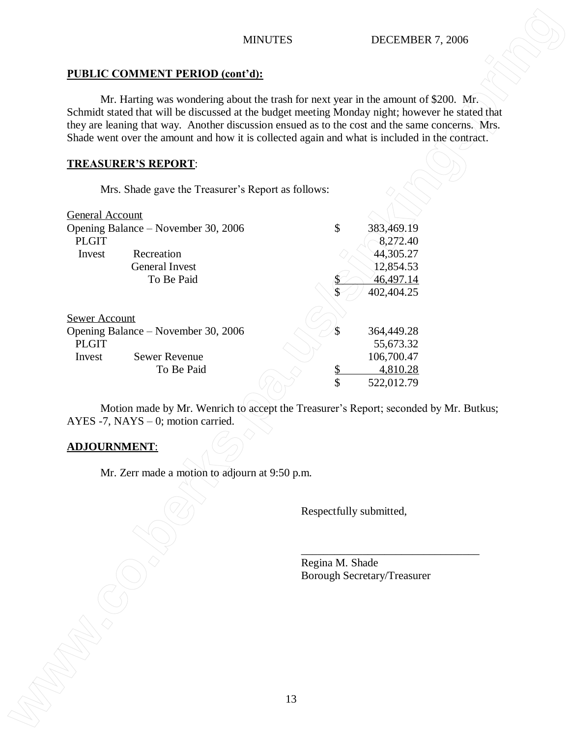**PUBLIC COMMENT PERIOD (cont'd):**

Mr. Harting was wondering about the trash for next year in the amount of $200. Mr. Schmidt stated that will be discussed at the budget meeting Monday night; however he stated that they are leaning that way. Another discussion ensued as to the cost and the same concerns. Mrs. Shade went over the amount and how it is collected again and what is included in the contract.

**TREASURER'S REPORT**:

Mrs. Shade gave the Treasurer's Report as follows:

| | | | |
|---|---|---|---|
| General Account | | | |
| Opening Balance – November 30, 2006 | | $ | 383,469.19 |
| PLGIT | | | 8,272.40 |
| Invest | Recreation | | 44,305.27 |
| | General Invest | | 12,854.53 |
| | To Be Paid | $ | 46,497.14 |
| | | $ | 402,404.25 |
| Sewer Account | | | |
| Opening Balance – November 30, 2006 | | $ | 364,449.28 |
| PLGIT | | | 55,673.32 |
| Invest | Sewer Revenue | | 106,700.47 |
| | To Be Paid | $ | 4,810.28 |
| | | $ | 522,012.79 |

Motion made by Mr. Wenrich to accept the Treasurer's Report; seconded by Mr. Butkus; AYES -7, NAYS – 0; motion carried.

**ADJOURNMENT**:

Mr. Zerr made a motion to adjourn at 9:50 p.m.

Respectfully submitted,

\_\_\_\_\_\_\_\_\_\_\_\_\_\_\_\_\_\_\_\_\_\_\_\_\_\_\_\_\_\_\_\_

Regina M. Shade
Borough Secretary/Treasurer